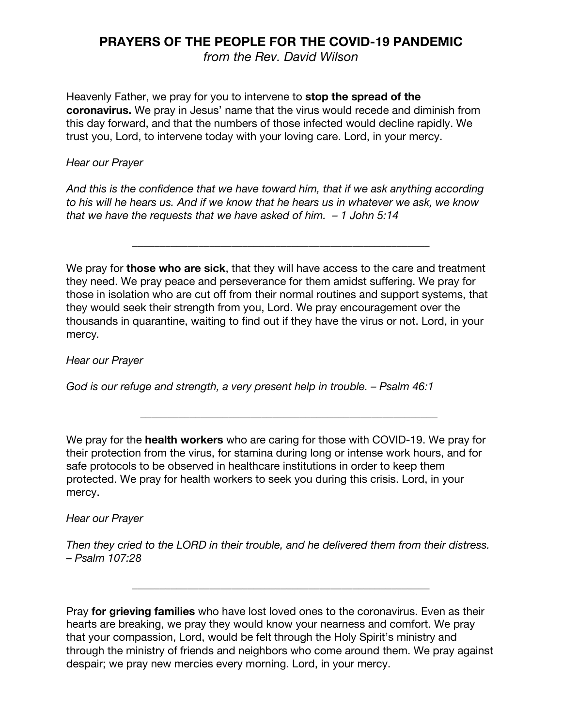# PRAYERS OF THE PEOPLE FOR THE COVID-19 PANDEMIC

*from the Rev. David Wilson*

Heavenly Father, we pray for you to intervene to **stop the spread of the coronavirus.** We pray in Jesus' name that the virus would recede and diminish from this day forward, and that the numbers of those infected would decline rapidly. We trust you, Lord, to intervene today with your loving care. Lord, in your mercy.

*Hear our Prayer*

*And this is the confidence that we have toward him, that if we ask anything according to his will he hears us. And if we know that he hears us in whatever we ask, we know that we have the requests that we have asked of him. – 1 John 5:14*

---

We pray for **those who are sick**, that they will have access to the care and treatment they need. We pray peace and perseverance for them amidst suffering. We pray for those in isolation who are cut off from their normal routines and support systems, that they would seek their strength from you, Lord. We pray encouragement over the thousands in quarantine, waiting to find out if they have the virus or not. Lord, in your mercy.

*Hear our Prayer*

*God is our refuge and strength, a very present help in trouble. – Psalm 46:1*

---

We pray for the **health workers** who are caring for those with COVID-19. We pray for their protection from the virus, for stamina during long or intense work hours, and for safe protocols to be observed in healthcare institutions in order to keep them protected. We pray for health workers to seek you during this crisis. Lord, in your mercy.

*Hear our Prayer*

*Then they cried to the LORD in their trouble, and he delivered them from their distress. – Psalm 107:28*

---

Pray **for grieving families** who have lost loved ones to the coronavirus. Even as their hearts are breaking, we pray they would know your nearness and comfort. We pray that your compassion, Lord, would be felt through the Holy Spirit's ministry and through the ministry of friends and neighbors who come around them. We pray against despair; we pray new mercies every morning. Lord, in your mercy.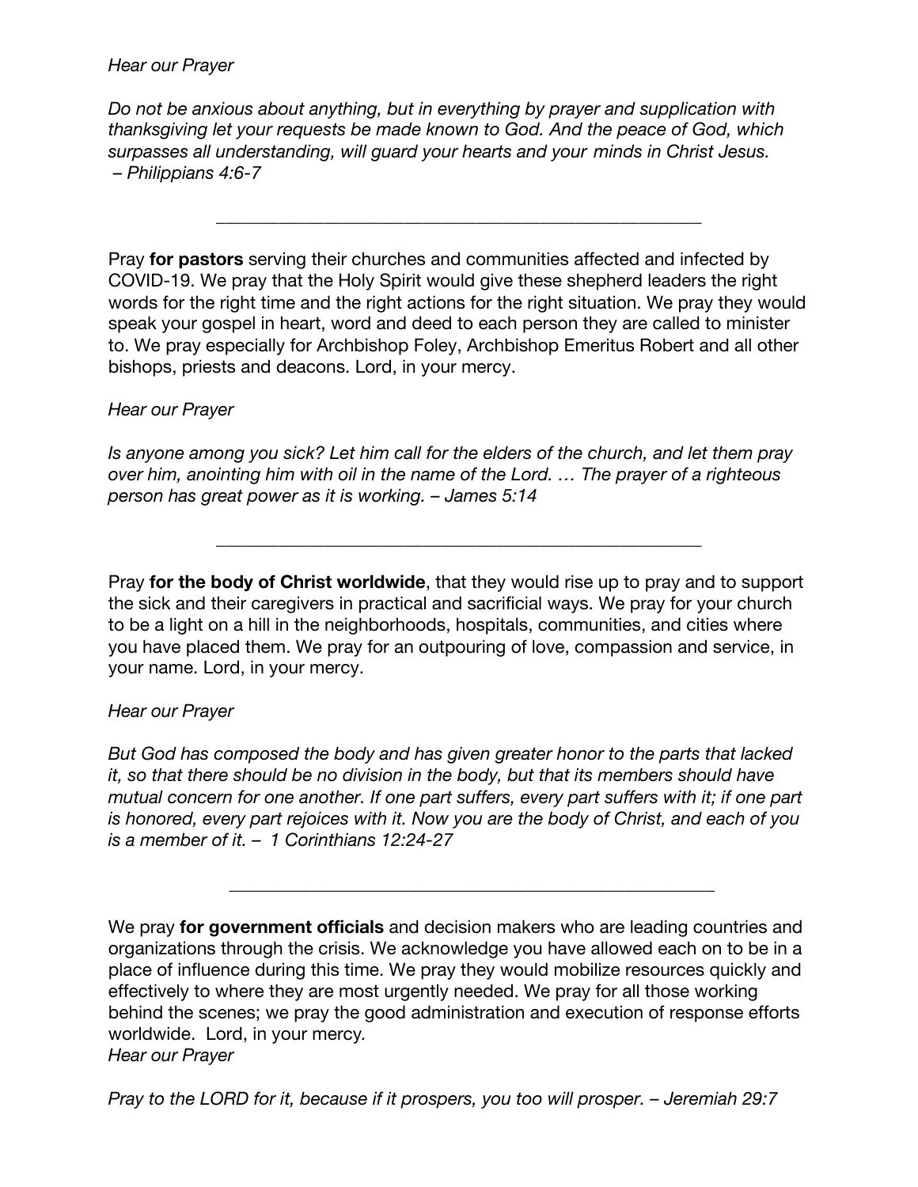*Hear our Prayer*

*Do not be anxious about anything, but in everything by prayer and supplication with thanksgiving let your requests be made known to God. And the peace of God, which surpasses all understanding, will guard your hearts and your minds in Christ Jesus.*
*– Philippians 4:6-7*

---

Pray **for pastors** serving their churches and communities affected and infected by COVID-19. We pray that the Holy Spirit would give these shepherd leaders the right words for the right time and the right actions for the right situation. We pray they would speak your gospel in heart, word and deed to each person they are called to minister to. We pray especially for Archbishop Foley, Archbishop Emeritus Robert and all other bishops, priests and deacons. Lord, in your mercy.

*Hear our Prayer*

*Is anyone among you sick? Let him call for the elders of the church, and let them pray over him, anointing him with oil in the name of the Lord. … The prayer of a righteous person has great power as it is working. – James 5:14*

---

Pray **for the body of Christ worldwide**, that they would rise up to pray and to support the sick and their caregivers in practical and sacrificial ways. We pray for your church to be a light on a hill in the neighborhoods, hospitals, communities, and cities where you have placed them. We pray for an outpouring of love, compassion and service, in your name. Lord, in your mercy.

*Hear our Prayer*

*But God has composed the body and has given greater honor to the parts that lacked it, so that there should be no division in the body, but that its members should have mutual concern for one another. If one part suffers, every part suffers with it; if one part is honored, every part rejoices with it. Now you are the body of Christ, and each of you is a member of it. – 1 Corinthians 12:24-27*

---

We pray **for government officials** and decision makers who are leading countries and organizations through the crisis. We acknowledge you have allowed each on to be in a place of influence during this time. We pray they would mobilize resources quickly and effectively to where they are most urgently needed. We pray for all those working behind the scenes; we pray the good administration and execution of response efforts worldwide. Lord, in your mercy.
*Hear our Prayer*

*Pray to the LORD for it, because if it prospers, you too will prosper. – Jeremiah 29:7*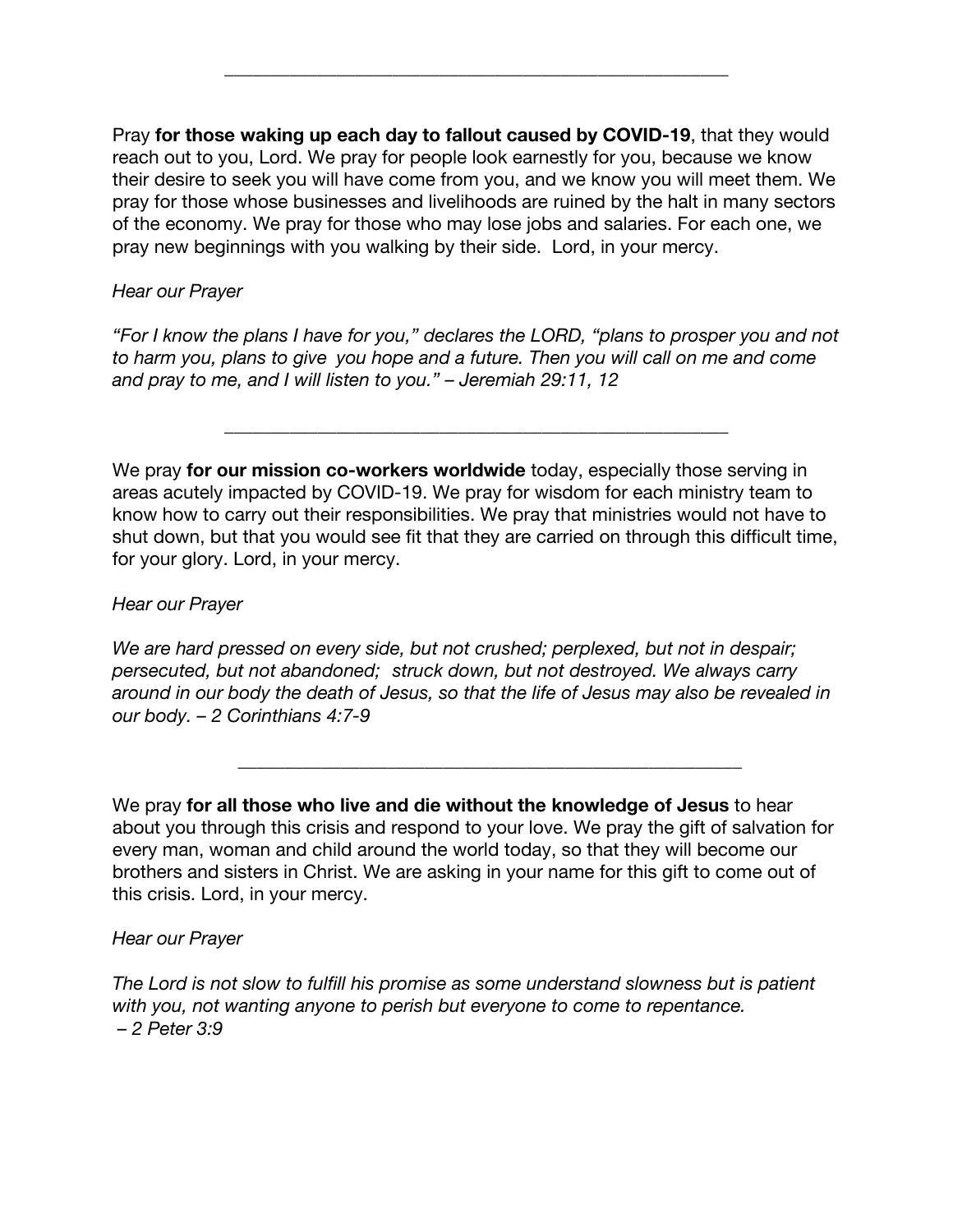---

Pray **for those waking up each day to fallout caused by COVID-19**, that they would reach out to you, Lord. We pray for people look earnestly for you, because we know their desire to seek you will have come from you, and we know you will meet them. We pray for those whose businesses and livelihoods are ruined by the halt in many sectors of the economy. We pray for those who may lose jobs and salaries. For each one, we pray new beginnings with you walking by their side. Lord, in your mercy.

*Hear our Prayer*

*"For I know the plans I have for you," declares the LORD, "plans to prosper you and not to harm you, plans to give you hope and a future. Then you will call on me and come and pray to me, and I will listen to you." – Jeremiah 29:11, 12*

---

We pray **for our mission co-workers worldwide** today, especially those serving in areas acutely impacted by COVID-19. We pray for wisdom for each ministry team to know how to carry out their responsibilities. We pray that ministries would not have to shut down, but that you would see fit that they are carried on through this difficult time, for your glory. Lord, in your mercy.

*Hear our Prayer*

*We are hard pressed on every side, but not crushed; perplexed, but not in despair; persecuted, but not abandoned; struck down, but not destroyed. We always carry around in our body the death of Jesus, so that the life of Jesus may also be revealed in our body. – 2 Corinthians 4:7-9*

---

We pray **for all those who live and die without the knowledge of Jesus** to hear about you through this crisis and respond to your love. We pray the gift of salvation for every man, woman and child around the world today, so that they will become our brothers and sisters in Christ. We are asking in your name for this gift to come out of this crisis. Lord, in your mercy.

*Hear our Prayer*

*The Lord is not slow to fulfill his promise as some understand slowness but is patient with you, not wanting anyone to perish but everyone to come to repentance. – 2 Peter 3:9*